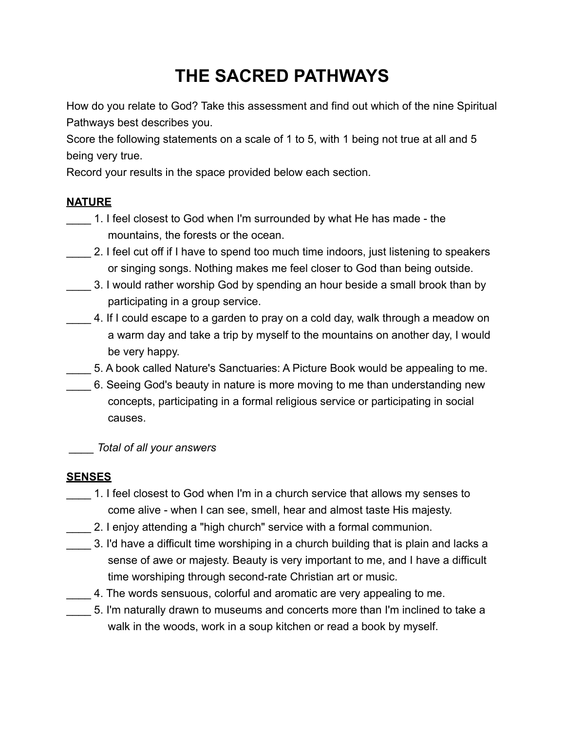# THE SACRED PATHWAYS

How do you relate to God? Take this assessment and find out which of the nine Spiritual Pathways best describes you.

Score the following statements on a scale of 1 to 5, with 1 being not true at all and 5 being very true.

Record your results in the space provided below each section.

**NATURE**

____ 1. I feel closest to God when I'm surrounded by what He has made - the mountains, the forests or the ocean.

____ 2. I feel cut off if I have to spend too much time indoors, just listening to speakers or singing songs. Nothing makes me feel closer to God than being outside.

____ 3. I would rather worship God by spending an hour beside a small brook than by participating in a group service.

____ 4. If I could escape to a garden to pray on a cold day, walk through a meadow on a warm day and take a trip by myself to the mountains on another day, I would be very happy.

____ 5. A book called Nature's Sanctuaries: A Picture Book would be appealing to me.

____ 6. Seeing God's beauty in nature is more moving to me than understanding new concepts, participating in a formal religious service or participating in social causes.

____ *Total of all your answers*

**SENSES**

____ 1. I feel closest to God when I'm in a church service that allows my senses to come alive - when I can see, smell, hear and almost taste His majesty.

____ 2. I enjoy attending a "high church" service with a formal communion.

____ 3. I'd have a difficult time worshiping in a church building that is plain and lacks a sense of awe or majesty. Beauty is very important to me, and I have a difficult time worshiping through second-rate Christian art or music.

____ 4. The words sensuous, colorful and aromatic are very appealing to me.

____ 5. I'm naturally drawn to museums and concerts more than I'm inclined to take a walk in the woods, work in a soup kitchen or read a book by myself.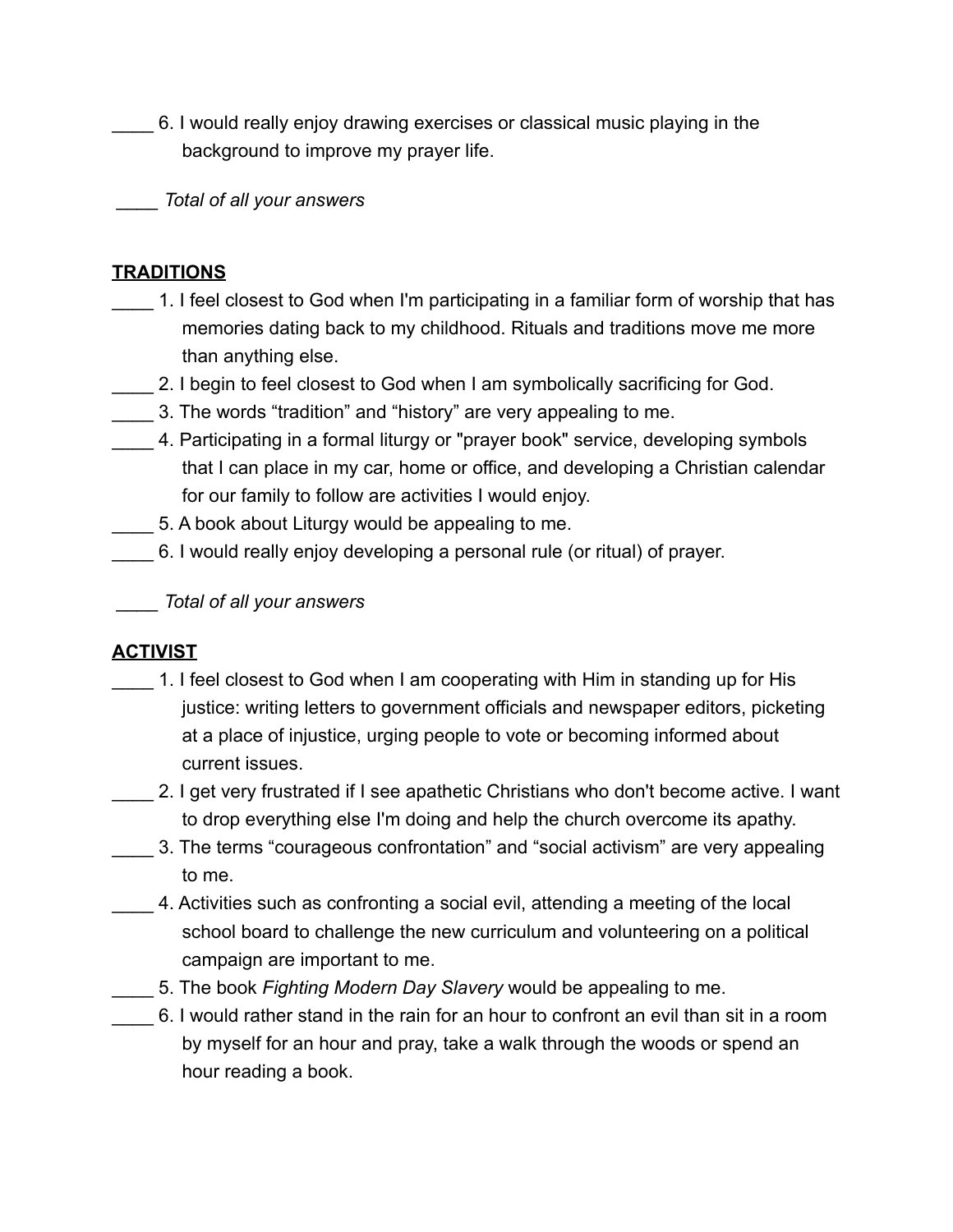____ 6. I would really enjoy drawing exercises or classical music playing in the background to improve my prayer life.

____ *Total of all your answers*

**TRADITIONS**

____ 1. I feel closest to God when I'm participating in a familiar form of worship that has memories dating back to my childhood. Rituals and traditions move me more than anything else.
____ 2. I begin to feel closest to God when I am symbolically sacrificing for God.
____ 3. The words "tradition" and "history" are very appealing to me.
____ 4. Participating in a formal liturgy or "prayer book" service, developing symbols that I can place in my car, home or office, and developing a Christian calendar for our family to follow are activities I would enjoy.
____ 5. A book about Liturgy would be appealing to me.
____ 6. I would really enjoy developing a personal rule (or ritual) of prayer.

____ *Total of all your answers*

**ACTIVIST**

____ 1. I feel closest to God when I am cooperating with Him in standing up for His justice: writing letters to government officials and newspaper editors, picketing at a place of injustice, urging people to vote or becoming informed about current issues.
____ 2. I get very frustrated if I see apathetic Christians who don't become active. I want to drop everything else I'm doing and help the church overcome its apathy.
____ 3. The terms "courageous confrontation" and "social activism" are very appealing to me.
____ 4. Activities such as confronting a social evil, attending a meeting of the local school board to challenge the new curriculum and volunteering on a political campaign are important to me.
____ 5. The book *Fighting Modern Day Slavery* would be appealing to me.
____ 6. I would rather stand in the rain for an hour to confront an evil than sit in a room by myself for an hour and pray, take a walk through the woods or spend an hour reading a book.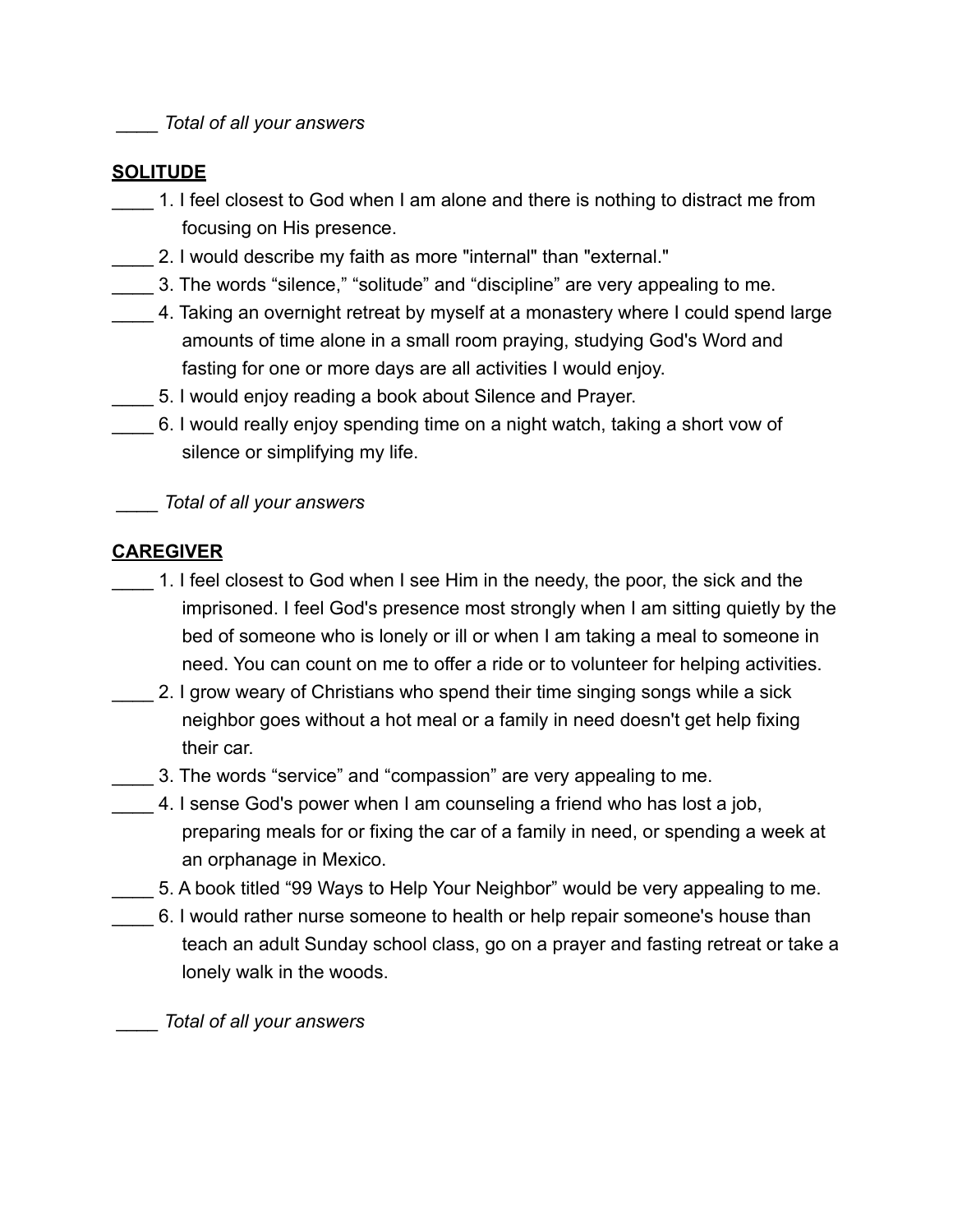____ *Total of all your answers*

**SOLITUDE**

____ 1. I feel closest to God when I am alone and there is nothing to distract me from focusing on His presence.
____ 2. I would describe my faith as more "internal" than "external."
____ 3. The words “silence,” “solitude” and “discipline” are very appealing to me.
____ 4. Taking an overnight retreat by myself at a monastery where I could spend large amounts of time alone in a small room praying, studying God's Word and fasting for one or more days are all activities I would enjoy.
____ 5. I would enjoy reading a book about Silence and Prayer.
____ 6. I would really enjoy spending time on a night watch, taking a short vow of silence or simplifying my life.

____ *Total of all your answers*

**CAREGIVER**

____ 1. I feel closest to God when I see Him in the needy, the poor, the sick and the imprisoned. I feel God's presence most strongly when I am sitting quietly by the bed of someone who is lonely or ill or when I am taking a meal to someone in need. You can count on me to offer a ride or to volunteer for helping activities.
____ 2. I grow weary of Christians who spend their time singing songs while a sick neighbor goes without a hot meal or a family in need doesn't get help fixing their car.
____ 3. The words “service” and “compassion” are very appealing to me.
____ 4. I sense God's power when I am counseling a friend who has lost a job, preparing meals for or fixing the car of a family in need, or spending a week at an orphanage in Mexico.
____ 5. A book titled “99 Ways to Help Your Neighbor” would be very appealing to me.
____ 6. I would rather nurse someone to health or help repair someone's house than teach an adult Sunday school class, go on a prayer and fasting retreat or take a lonely walk in the woods.

____ *Total of all your answers*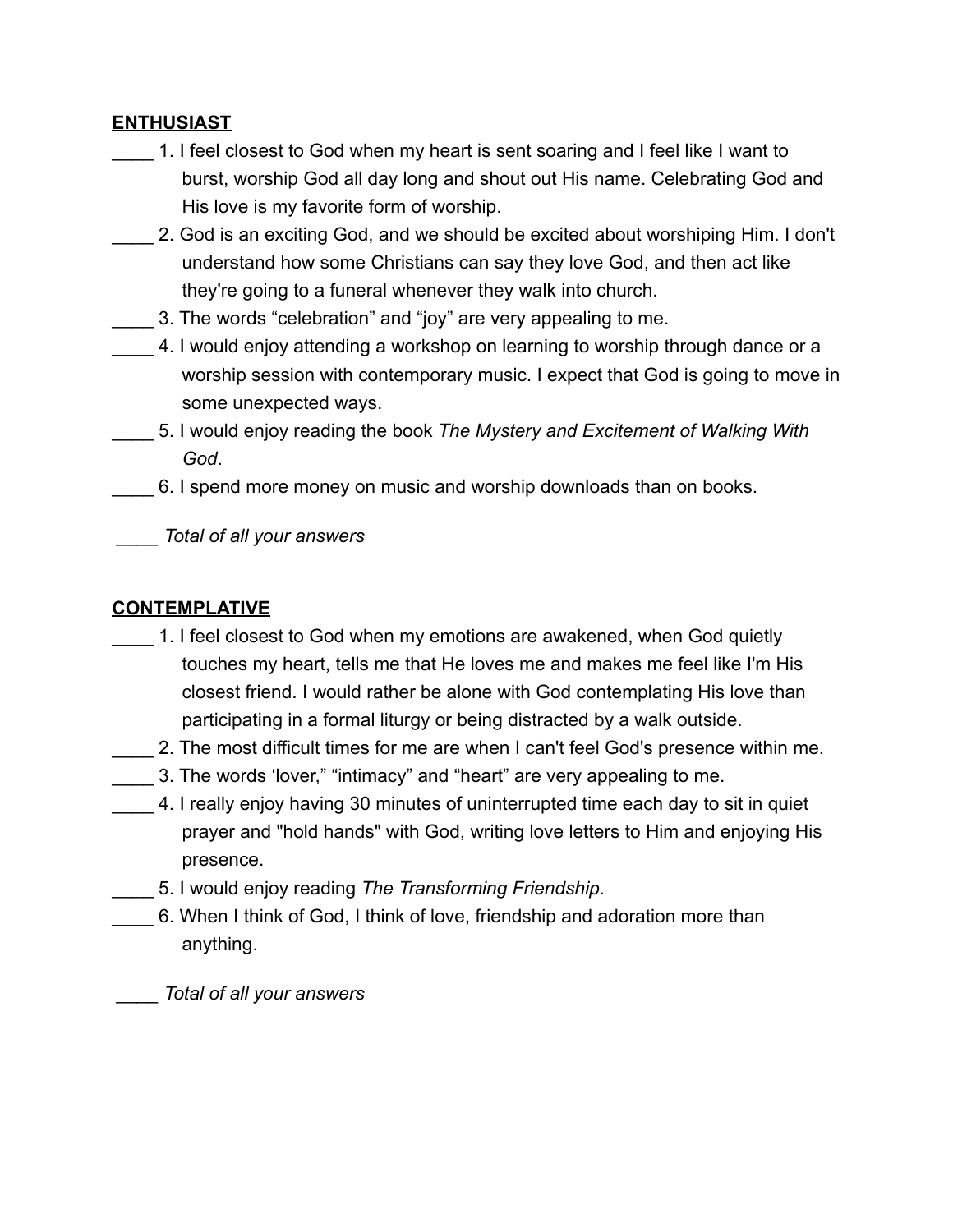**ENTHUSIAST**

____ 1. I feel closest to God when my heart is sent soaring and I feel like I want to burst, worship God all day long and shout out His name. Celebrating God and His love is my favorite form of worship.

____ 2. God is an exciting God, and we should be excited about worshiping Him. I don't understand how some Christians can say they love God, and then act like they're going to a funeral whenever they walk into church.

____ 3. The words "celebration" and "joy" are very appealing to me.

____ 4. I would enjoy attending a workshop on learning to worship through dance or a worship session with contemporary music. I expect that God is going to move in some unexpected ways.

____ 5. I would enjoy reading the book *The Mystery and Excitement of Walking With God*.

____ 6. I spend more money on music and worship downloads than on books.

____ *Total of all your answers*

**CONTEMPLATIVE**

____ 1. I feel closest to God when my emotions are awakened, when God quietly touches my heart, tells me that He loves me and makes me feel like I'm His closest friend. I would rather be alone with God contemplating His love than participating in a formal liturgy or being distracted by a walk outside.

____ 2. The most difficult times for me are when I can't feel God's presence within me.

____ 3. The words 'lover," "intimacy" and "heart" are very appealing to me.

____ 4. I really enjoy having 30 minutes of uninterrupted time each day to sit in quiet prayer and "hold hands" with God, writing love letters to Him and enjoying His presence.

____ 5. I would enjoy reading *The Transforming Friendship*.

____ 6. When I think of God, I think of love, friendship and adoration more than anything.

____ *Total of all your answers*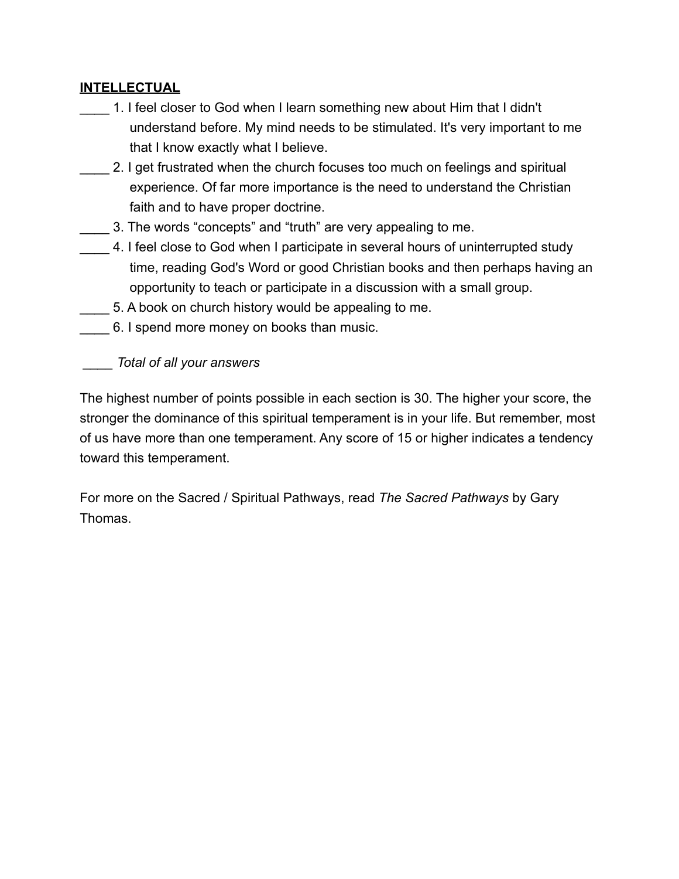**INTELLECTUAL**

____ 1. I feel closer to God when I learn something new about Him that I didn't understand before. My mind needs to be stimulated. It's very important to me that I know exactly what I believe.

____ 2. I get frustrated when the church focuses too much on feelings and spiritual experience. Of far more importance is the need to understand the Christian faith and to have proper doctrine.

____ 3. The words “concepts” and “truth” are very appealing to me.

____ 4. I feel close to God when I participate in several hours of uninterrupted study time, reading God's Word or good Christian books and then perhaps having an opportunity to teach or participate in a discussion with a small group.

____ 5. A book on church history would be appealing to me.

____ 6. I spend more money on books than music.

____ *Total of all your answers*

The highest number of points possible in each section is 30. The higher your score, the stronger the dominance of this spiritual temperament is in your life. But remember, most of us have more than one temperament. Any score of 15 or higher indicates a tendency toward this temperament.

For more on the Sacred / Spiritual Pathways, read *The Sacred Pathways* by Gary Thomas.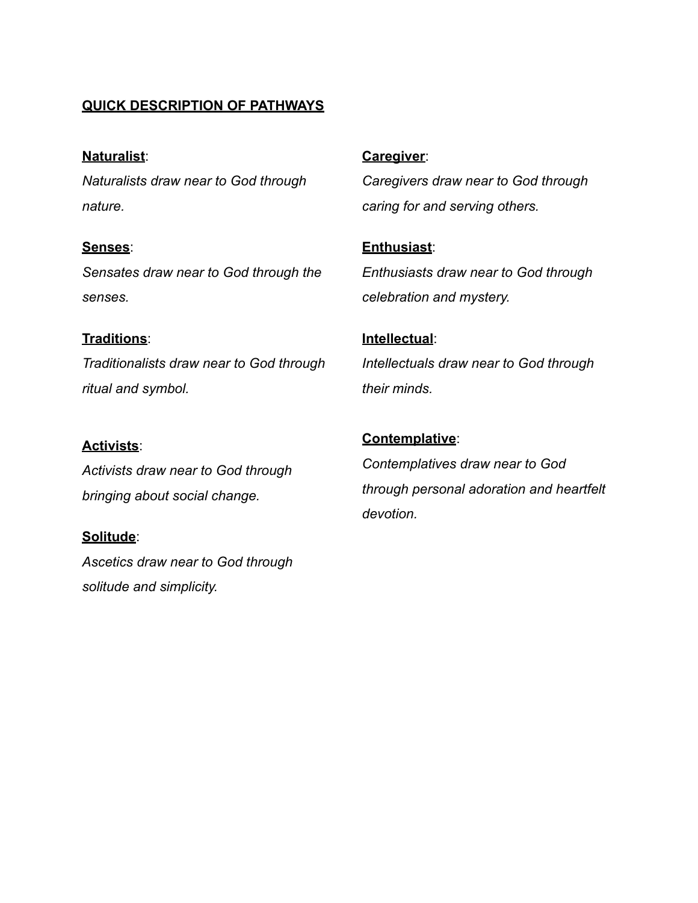## QUICK DESCRIPTION OF PATHWAYS

**Naturalist**:
*Naturalists draw near to God through nature.*

**Senses**:
*Sensates draw near to God through the senses.*

**Traditions**:
*Traditionalists draw near to God through ritual and symbol.*

**Activists**:
*Activists draw near to God through bringing about social change.*

**Solitude**:
*Ascetics draw near to God through solitude and simplicity.*

**Caregiver**:
*Caregivers draw near to God through caring for and serving others.*

**Enthusiast**:
*Enthusiasts draw near to God through celebration and mystery.*

**Intellectual**:
*Intellectuals draw near to God through their minds.*

**Contemplative**:
*Contemplatives draw near to God through personal adoration and heartfelt devotion.*